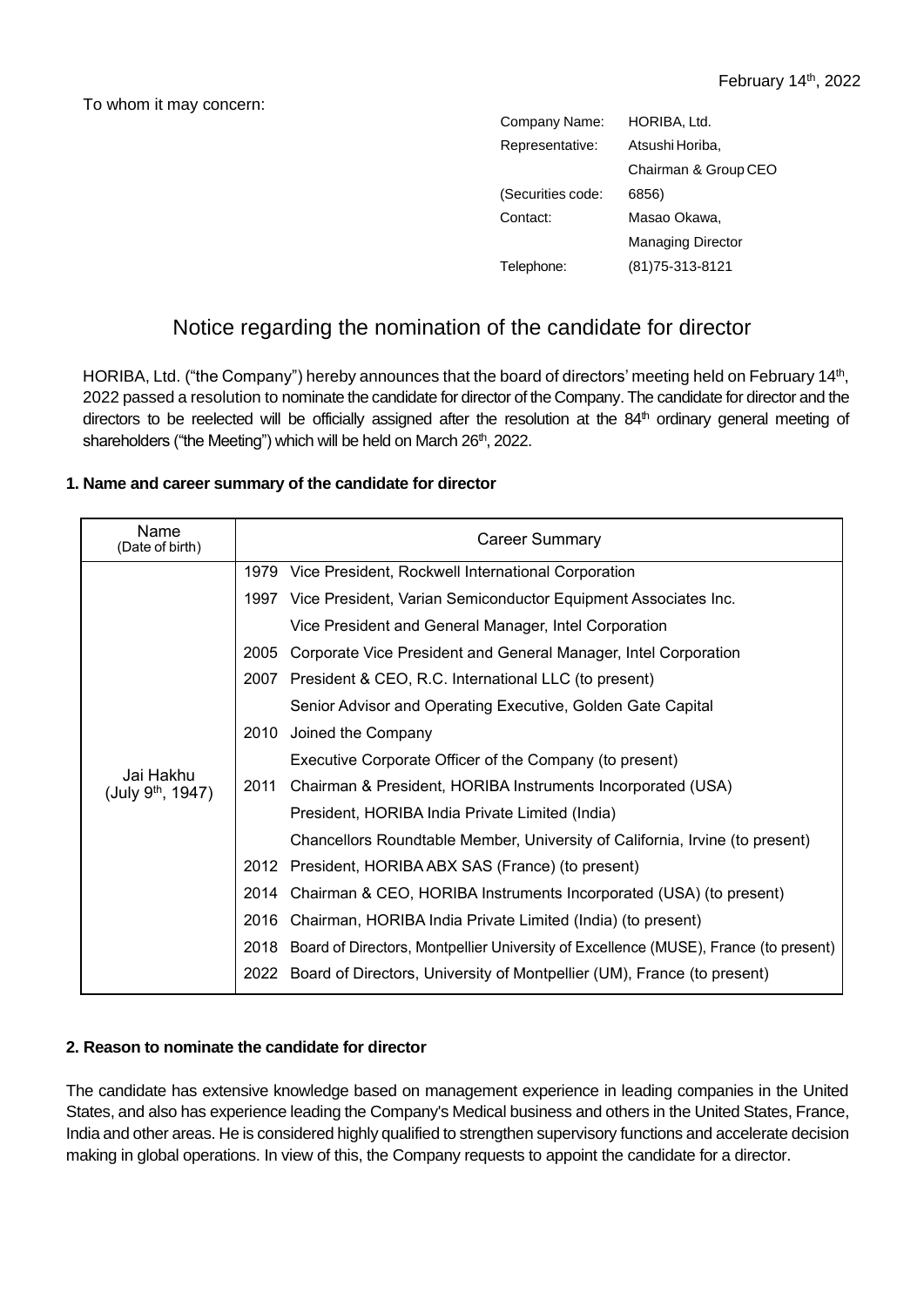February 14th, 2022

To whom it may concern:

| | |
|---|---|
| Company Name: | HORIBA, Ltd. |
| Representative: | Atsushi Horiba, Chairman & Group CEO |
| (Securities code: | 6856) |
| Contact: | Masao Okawa, Managing Director |
| Telephone: | (81)75-313-8121 |

# Notice regarding the nomination of the candidate for director

HORIBA, Ltd. ("the Company") hereby announces that the board of directors' meeting held on February 14th, 2022 passed a resolution to nominate the candidate for director of the Company. The candidate for director and the directors to be reelected will be officially assigned after the resolution at the 84th ordinary general meeting of shareholders ("the Meeting") which will be held on March 26th, 2022.

**1. Name and career summary of the candidate for director**

| Name (Date of birth) | Career Summary | |
|---|---|---|
| Jai Hakhu (July 9th, 1947) | 1979 | Vice President, Rockwell International Corporation |
| | 1997 | Vice President, Varian Semiconductor Equipment Associates Inc. |
| | | Vice President and General Manager, Intel Corporation |
| | 2005 | Corporate Vice President and General Manager, Intel Corporation |
| | 2007 | President & CEO, R.C. International LLC (to present) |
| | | Senior Advisor and Operating Executive, Golden Gate Capital |
| | 2010 | Joined the Company |
| | | Executive Corporate Officer of the Company (to present) |
| | 2011 | Chairman & President, HORIBA Instruments Incorporated (USA) |
| | | President, HORIBA India Private Limited (India) |
| | | Chancellors Roundtable Member, University of California, Irvine (to present) |
| | 2012 | President, HORIBA ABX SAS (France) (to present) |
| | 2014 | Chairman & CEO, HORIBA Instruments Incorporated (USA) (to present) |
| | 2016 | Chairman, HORIBA India Private Limited (India) (to present) |
| | 2018 | Board of Directors, Montpellier University of Excellence (MUSE), France (to present) |
| | 2022 | Board of Directors, University of Montpellier (UM), France (to present) |

**2. Reason to nominate the candidate for director**

The candidate has extensive knowledge based on management experience in leading companies in the United States, and also has experience leading the Company's Medical business and others in the United States, France, India and other areas. He is considered highly qualified to strengthen supervisory functions and accelerate decision making in global operations. In view of this, the Company requests to appoint the candidate for a director.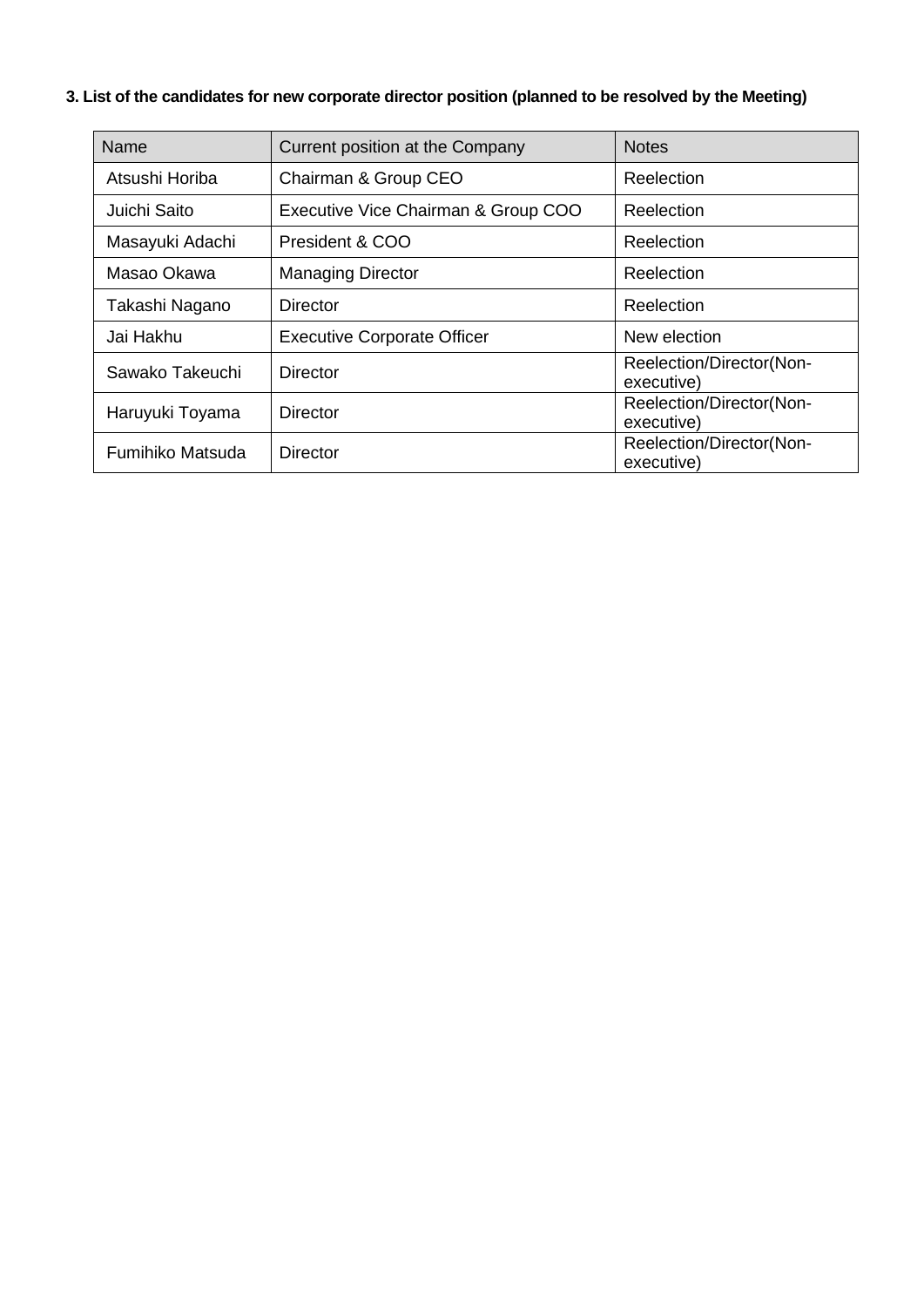**3. List of the candidates for new corporate director position (planned to be resolved by the Meeting)**

| Name | Current position at the Company | Notes |
|---|---|---|
| Atsushi Horiba | Chairman & Group CEO | Reelection |
| Juichi Saito | Executive Vice Chairman & Group COO | Reelection |
| Masayuki Adachi | President & COO | Reelection |
| Masao Okawa | Managing Director | Reelection |
| Takashi Nagano | Director | Reelection |
| Jai Hakhu | Executive Corporate Officer | New election |
| Sawako Takeuchi | Director | Reelection/Director(Non-executive) |
| Haruyuki Toyama | Director | Reelection/Director(Non-executive) |
| Fumihiko Matsuda | Director | Reelection/Director(Non-executive) |